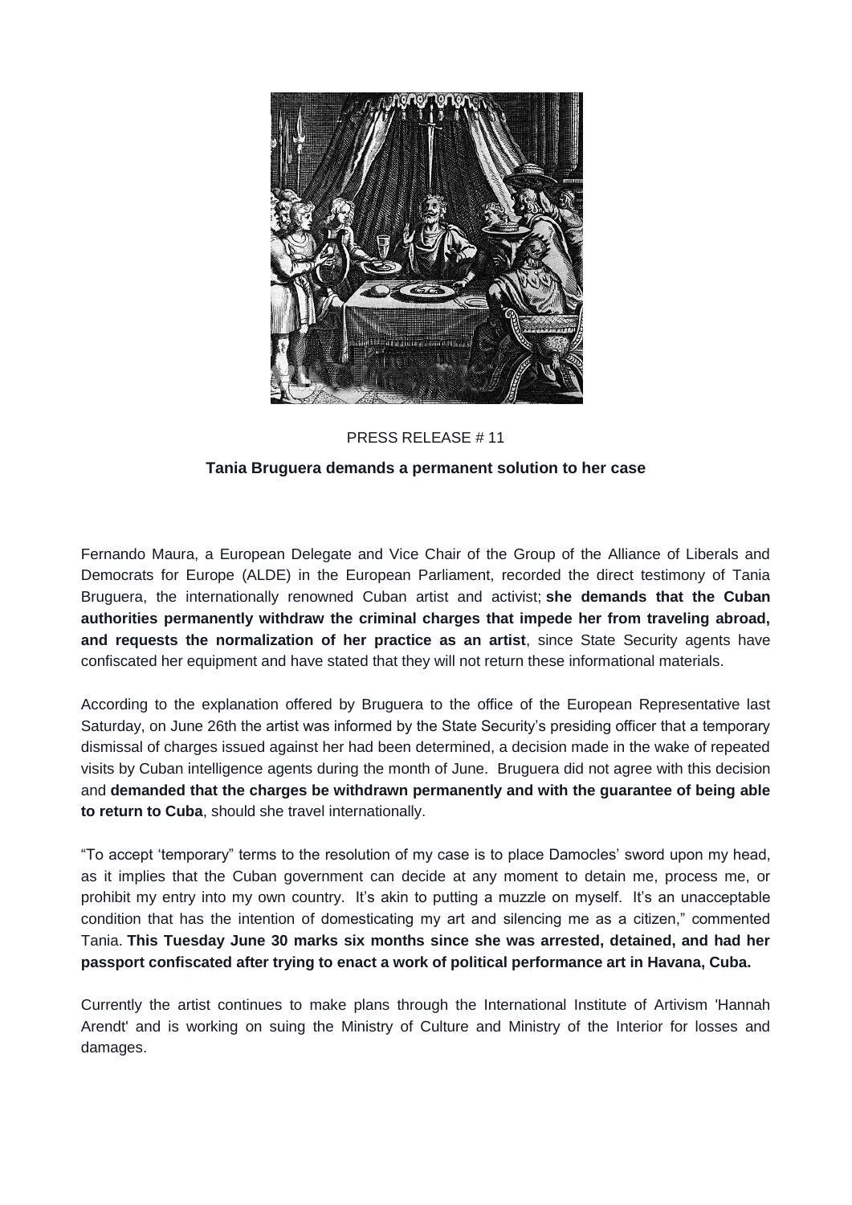PRESS RELEASE # 11

**Tania Bruguera demands a permanent solution to her case**

Fernando Maura, a European Delegate and Vice Chair of the Group of the Alliance of Liberals and Democrats for Europe (ALDE) in the European Parliament, recorded the direct testimony of Tania Bruguera, the internationally renowned Cuban artist and activist; **she demands that the Cuban authorities permanently withdraw the criminal charges that impede her from traveling abroad, and requests the normalization of her practice as an artist**, since State Security agents have confiscated her equipment and have stated that they will not return these informational materials.

According to the explanation offered by Bruguera to the office of the European Representative last Saturday, on June 26th the artist was informed by the State Security's presiding officer that a temporary dismissal of charges issued against her had been determined, a decision made in the wake of repeated visits by Cuban intelligence agents during the month of June. Bruguera did not agree with this decision and **demanded that the charges be withdrawn permanently and with the guarantee of being able to return to Cuba**, should she travel internationally.

"To accept 'temporary" terms to the resolution of my case is to place Damocles' sword upon my head, as it implies that the Cuban government can decide at any moment to detain me, process me, or prohibit my entry into my own country. It's akin to putting a muzzle on myself. It's an unacceptable condition that has the intention of domesticating my art and silencing me as a citizen," commented Tania. **This Tuesday June 30 marks six months since she was arrested, detained, and had her passport confiscated after trying to enact a work of political performance art in Havana, Cuba.**

Currently the artist continues to make plans through the International Institute of Artivism 'Hannah Arendt' and is working on suing the Ministry of Culture and Ministry of the Interior for losses and damages.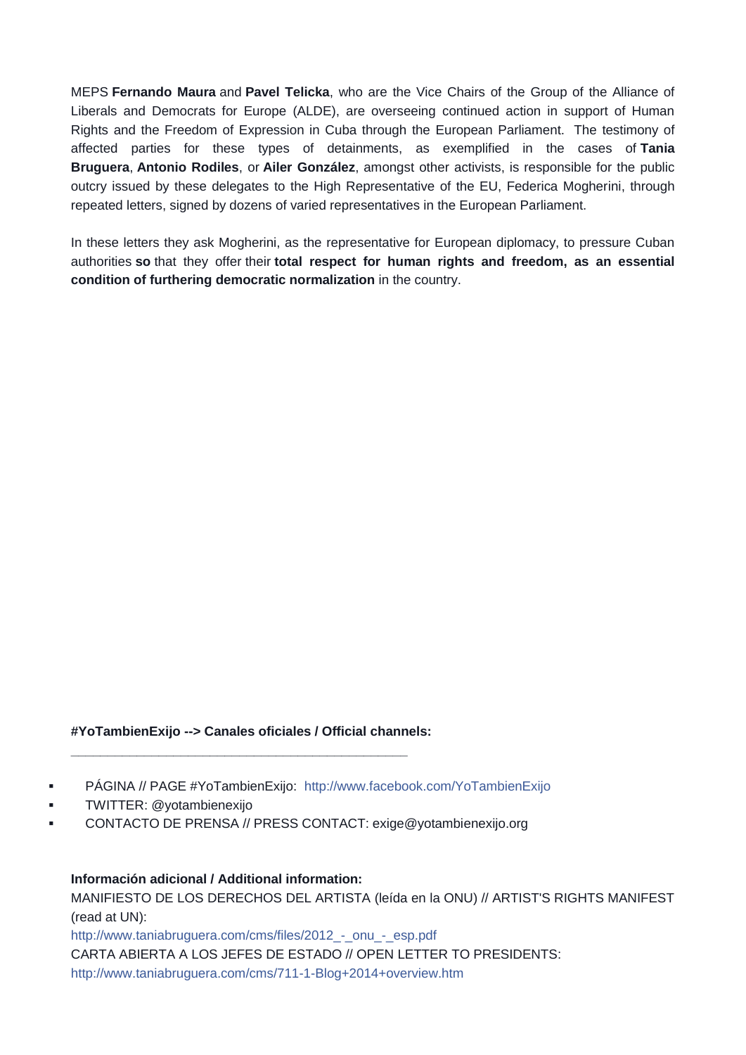MEPS **Fernando Maura** and **Pavel Telicka**, who are the Vice Chairs of the Group of the Alliance of Liberals and Democrats for Europe (ALDE), are overseeing continued action in support of Human Rights and the Freedom of Expression in Cuba through the European Parliament. The testimony of affected parties for these types of detainments, as exemplified in the cases of **Tania Bruguera**, **Antonio Rodiles**, or **Ailer González**, amongst other activists, is responsible for the public outcry issued by these delegates to the High Representative of the EU, Federica Mogherini, through repeated letters, signed by dozens of varied representatives in the European Parliament.

In these letters they ask Mogherini, as the representative for European diplomacy, to pressure Cuban authorities **so** that they offer their **total respect for human rights and freedom, as an essential condition of furthering democratic normalization** in the country.

**#YoTambienExijo --> Canales oficiales / Official channels:**

---

- PÁGINA // PAGE #YoTambienExijo: http://www.facebook.com/YoTambienExijo
- TWITTER: @yotambienexijo
- CONTACTO DE PRENSA // PRESS CONTACT: exige@yotambienexijo.org

**Información adicional / Additional information:**

MANIFIESTO DE LOS DERECHOS DEL ARTISTA (leída en la ONU) // ARTIST'S RIGHTS MANIFEST (read at UN):
http://www.taniabruguera.com/cms/files/2012_-_onu_-_esp.pdf
CARTA ABIERTA A LOS JEFES DE ESTADO // OPEN LETTER TO PRESIDENTS:
http://www.taniabruguera.com/cms/711-1-Blog+2014+overview.htm